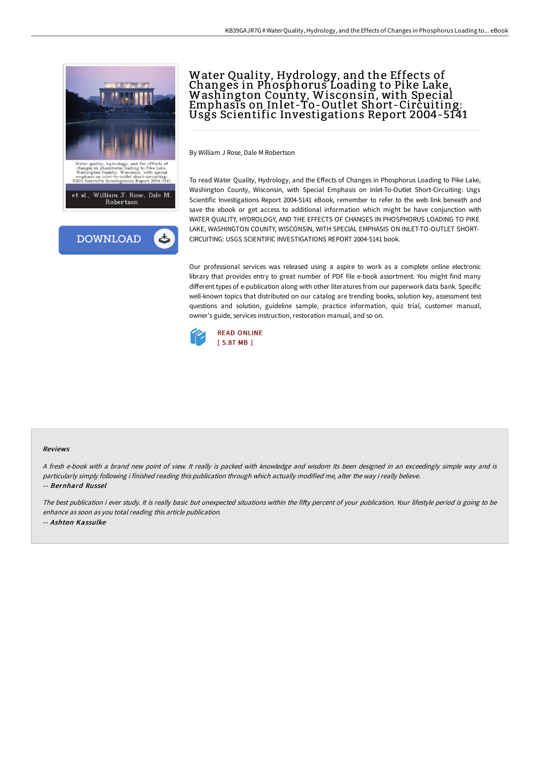# Water Quality, Hydrology, and the Effects of Changes in Phosphorus Loading to Pike Lake, Washington County, Wisconsin, with Special Emphasis on Inlet-To-Outlet Short-Circuiting: Usgs Scientific Investigations Report 2004-5141

By William J Rose, Dale M Robertson

To read Water Quality, Hydrology, and the Effects of Changes in Phosphorus Loading to Pike Lake, Washington County, Wisconsin, with Special Emphasis on Inlet-To-Outlet Short-Circuiting: Usgs Scientific Investigations Report 2004-5141 eBook, remember to refer to the web link beneath and save the ebook or get access to additional information which might be have conjunction with WATER QUALITY, HYDROLOGY, AND THE EFFECTS OF CHANGES IN PHOSPHORUS LOADING TO PIKE LAKE, WASHINGTON COUNTY, WISCONSIN, WITH SPECIAL EMPHASIS ON INLET-TO-OUTLET SHORT-CIRCUITING: USGS SCIENTIFIC INVESTIGATIONS REPORT 2004-5141 book.

Our professional services was released using a aspire to work as a complete online electronic library that provides entry to great number of PDF file e-book assortment. You might find many different types of e-publication along with other literatures from our paperwork data bank. Specific well-known topics that distributed on our catalog are trending books, solution key, assessment test questions and solution, guideline sample, practice information, quiz trial, customer manual, owner's guide, services instruction, restoration manual, and so on.

READ ONLINE
[ 5.87 MB ]

### Reviews

*A fresh e-book with a brand new point of view. It really is packed with knowledge and wisdom Its been designed in an exceedingly simple way and is particularly simply following i finished reading this publication through which actually modified me, alter the way i really believe.*

-- ***Bernhard Russel***

*The best publication i ever study. It is really basic but unexpected situations within the fifty percent of your publication. Your lifestyle period is going to be enhance as soon as you total reading this article publication.*

-- ***Ashton Kassulke***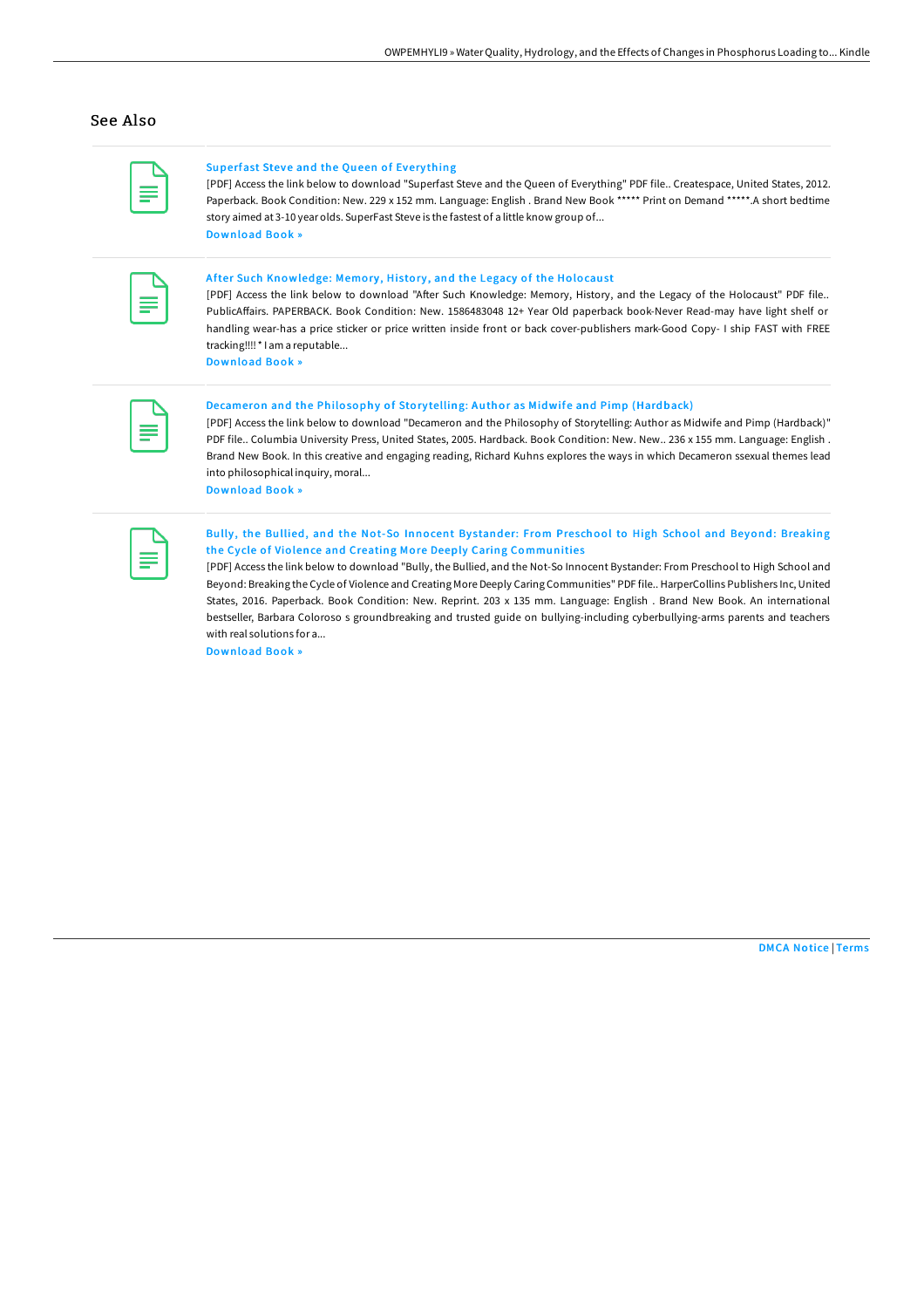## See Also

### Superfast Steve and the Queen of Everything

[PDF] Access the link below to download "Superfast Steve and the Queen of Everything" PDF file.. Createspace, United States, 2012. Paperback. Book Condition: New. 229 x 152 mm. Language: English . Brand New Book ***** Print on Demand *****.A short bedtime story aimed at 3-10 year olds. SuperFast Steve is the fastest of a little know group of...

Download Book »

### After Such Knowledge: Memory, History, and the Legacy of the Holocaust

[PDF] Access the link below to download "After Such Knowledge: Memory, History, and the Legacy of the Holocaust" PDF file.. PublicAffairs. PAPERBACK. Book Condition: New. 1586483048 12+ Year Old paperback book-Never Read-may have light shelf or handling wear-has a price sticker or price written inside front or back cover-publishers mark-Good Copy- I ship FAST with FREE tracking!!!! * I am a reputable...

Download Book »

### Decameron and the Philosophy of Storytelling: Author as Midwife and Pimp (Hardback)

[PDF] Access the link below to download "Decameron and the Philosophy of Storytelling: Author as Midwife and Pimp (Hardback)" PDF file.. Columbia University Press, United States, 2005. Hardback. Book Condition: New. New.. 236 x 155 mm. Language: English . Brand New Book. In this creative and engaging reading, Richard Kuhns explores the ways in which Decameron ssexual themes lead into philosophical inquiry, moral...

Download Book »

### Bully, the Bullied, and the Not-So Innocent Bystander: From Preschool to High School and Beyond: Breaking the Cycle of Violence and Creating More Deeply Caring Communities

[PDF] Access the link below to download "Bully, the Bullied, and the Not-So Innocent Bystander: From Preschool to High School and Beyond: Breaking the Cycle of Violence and Creating More Deeply Caring Communities" PDF file.. HarperCollins Publishers Inc, United States, 2016. Paperback. Book Condition: New. Reprint. 203 x 135 mm. Language: English . Brand New Book. An international bestseller, Barbara Coloroso s groundbreaking and trusted guide on bullying-including cyberbullying-arms parents and teachers with real solutions for a...

Download Book »